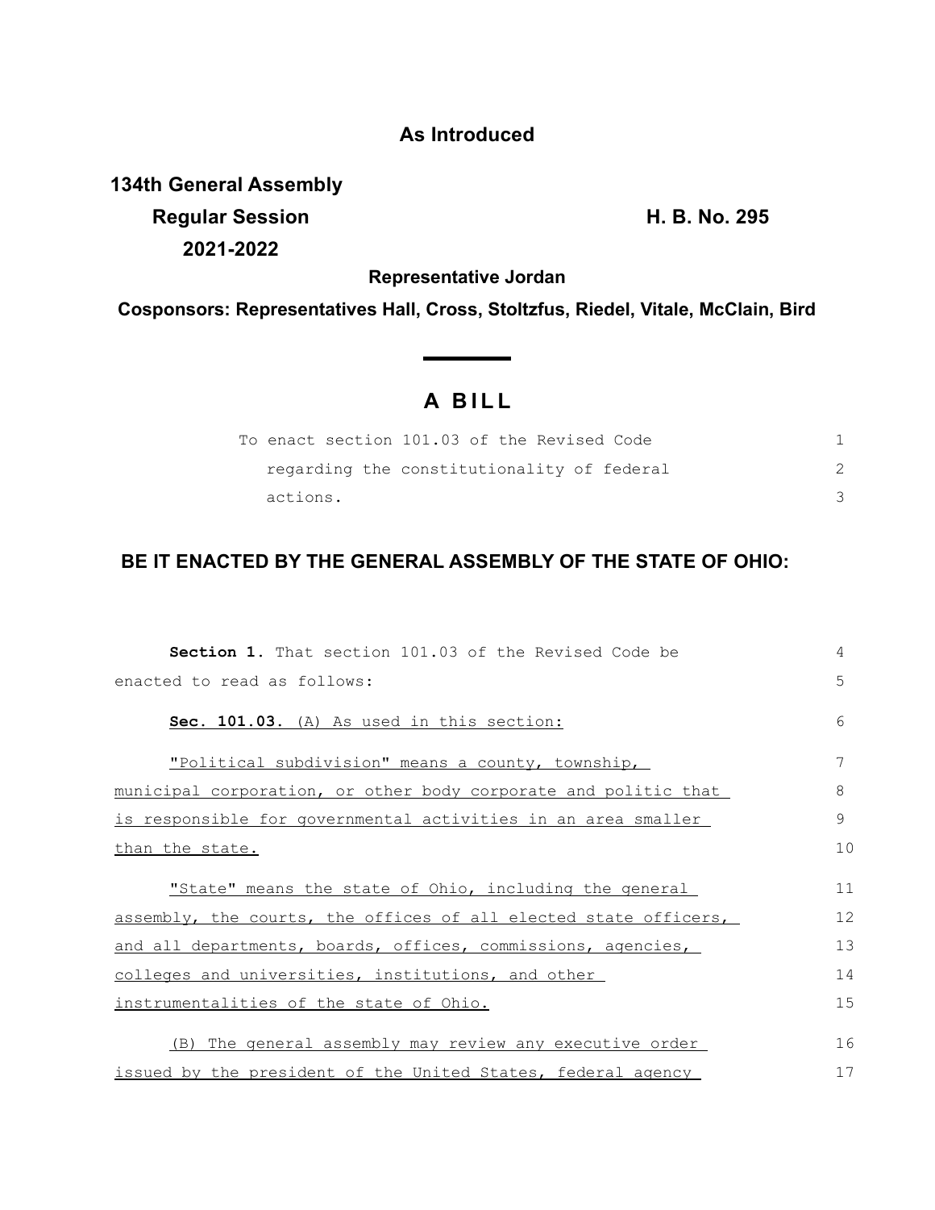**As Introduced**

**134th General Assembly**
**Regular Session** **H. B. No. 295**
**2021-2022**

**Representative Jordan**

**Cosponsors: Representatives Hall, Cross, Stoltzfus, Riedel, Vitale, McClain, Bird**

# A BILL

To enact section 101.03 of the Revised Code regarding the constitutionality of federal actions.

## BE IT ENACTED BY THE GENERAL ASSEMBLY OF THE STATE OF OHIO:

**Section 1.** That section 101.03 of the Revised Code be enacted to read as follows:

**Sec. 101.03.** (A) As used in this section:

"Political subdivision" means a county, township, municipal corporation, or other body corporate and politic that is responsible for governmental activities in an area smaller than the state.

"State" means the state of Ohio, including the general assembly, the courts, the offices of all elected state officers, and all departments, boards, offices, commissions, agencies, colleges and universities, institutions, and other instrumentalities of the state of Ohio.

(B) The general assembly may review any executive order issued by the president of the United States, federal agency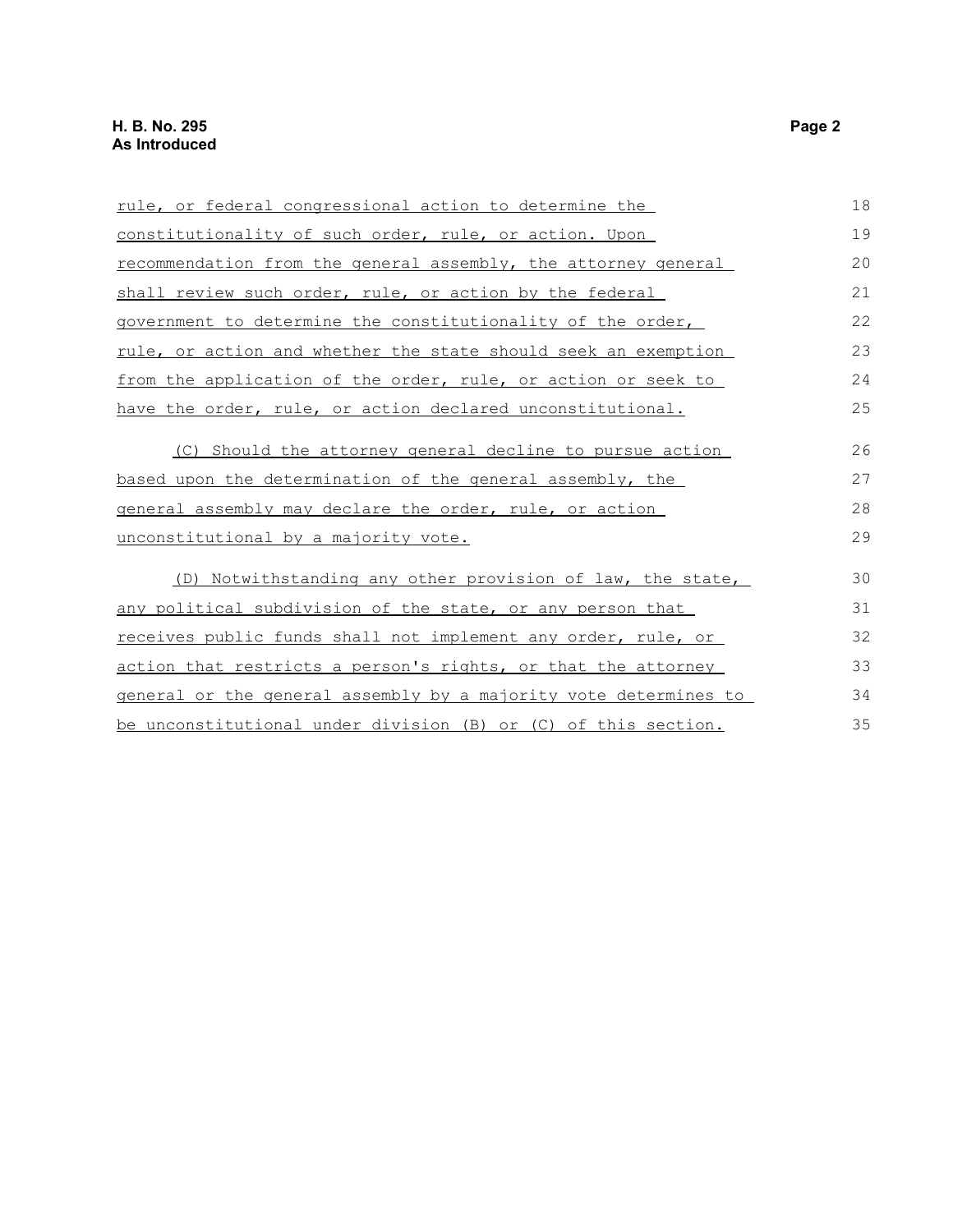rule, or federal congressional action to determine the constitutionality of such order, rule, or action. Upon recommendation from the general assembly, the attorney general shall review such order, rule, or action by the federal government to determine the constitutionality of the order, rule, or action and whether the state should seek an exemption from the application of the order, rule, or action or seek to have the order, rule, or action declared unconstitutional.

(C) Should the attorney general decline to pursue action based upon the determination of the general assembly, the general assembly may declare the order, rule, or action unconstitutional by a majority vote.

(D) Notwithstanding any other provision of law, the state, any political subdivision of the state, or any person that receives public funds shall not implement any order, rule, or action that restricts a person's rights, or that the attorney general or the general assembly by a majority vote determines to be unconstitutional under division (B) or (C) of this section.